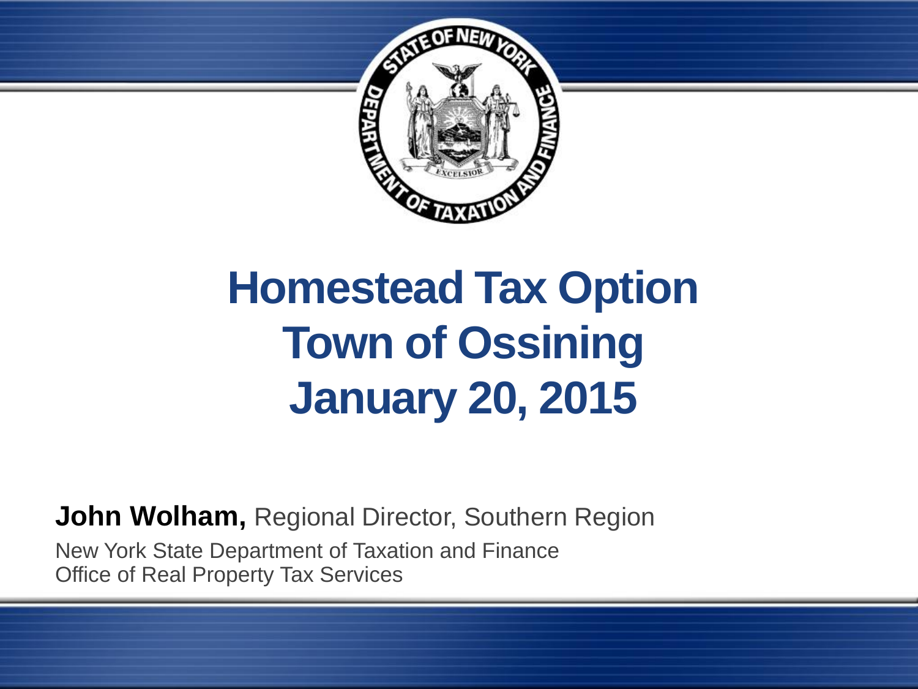# Homestead Tax Option
# Town of Ossining
# January 20, 2015

**John Wolham,** Regional Director, Southern Region

New York State Department of Taxation and Finance
Office of Real Property Tax Services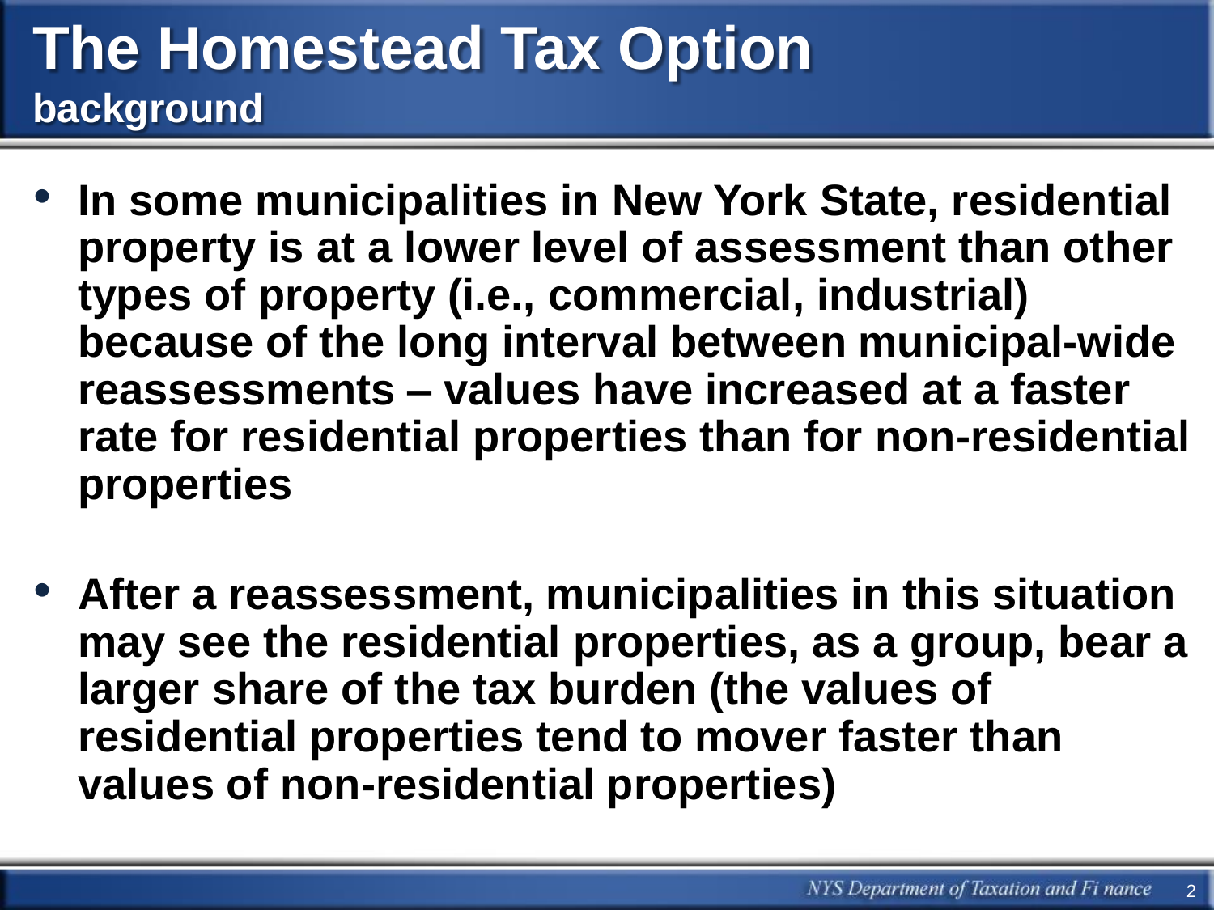# The Homestead Tax Option

## background

- In some municipalities in New York State, residential property is at a lower level of assessment than other types of property (i.e., commercial, industrial) because of the long interval between municipal-wide reassessments – values have increased at a faster rate for residential properties than for non-residential properties
- After a reassessment, municipalities in this situation may see the residential properties, as a group, bear a larger share of the tax burden (the values of residential properties tend to mover faster than values of non-residential properties)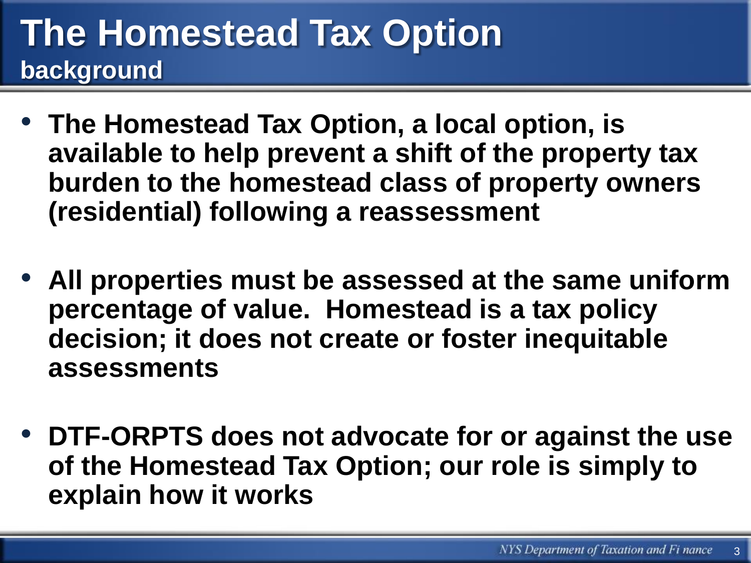# The Homestead Tax Option

## background

- **The Homestead Tax Option, a local option, is available to help prevent a shift of the property tax burden to the homestead class of property owners (residential) following a reassessment**

- **All properties must be assessed at the same uniform percentage of value. Homestead is a tax policy decision; it does not create or foster inequitable assessments**

- **DTF-ORPTS does not advocate for or against the use of the Homestead Tax Option; our role is simply to explain how it works**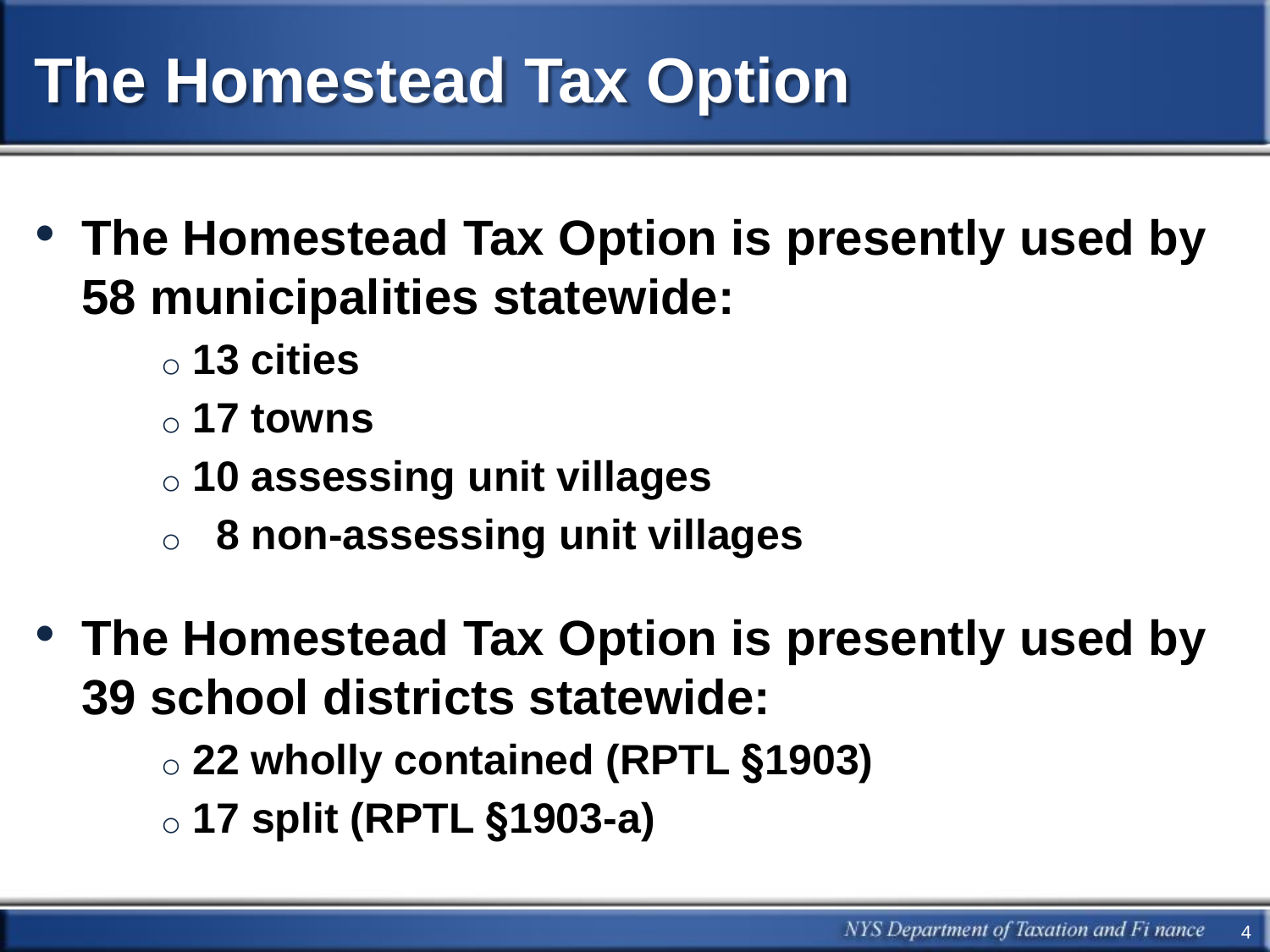# The Homestead Tax Option

- **The Homestead Tax Option is presently used by 58 municipalities statewide:**
  - **13 cities**
  - **17 towns**
  - **10 assessing unit villages**
  - **8 non-assessing unit villages**
- **The Homestead Tax Option is presently used by 39 school districts statewide:**
  - **22 wholly contained (RPTL §1903)**
  - **17 split (RPTL §1903-a)**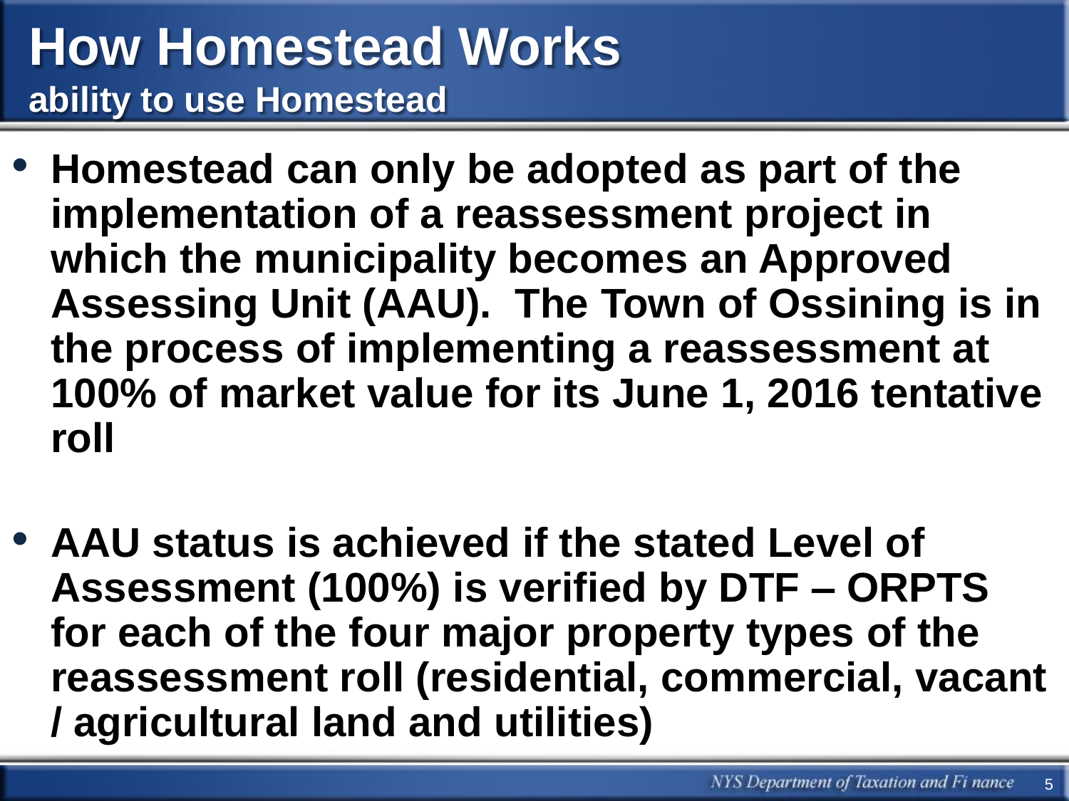# How Homestead Works

## ability to use Homestead

- **Homestead can only be adopted as part of the implementation of a reassessment project in which the municipality becomes an Approved Assessing Unit (AAU). The Town of Ossining is in the process of implementing a reassessment at 100% of market value for its June 1, 2016 tentative roll**

- **AAU status is achieved if the stated Level of Assessment (100%) is verified by DTF – ORPTS for each of the four major property types of the reassessment roll (residential, commercial, vacant / agricultural land and utilities)**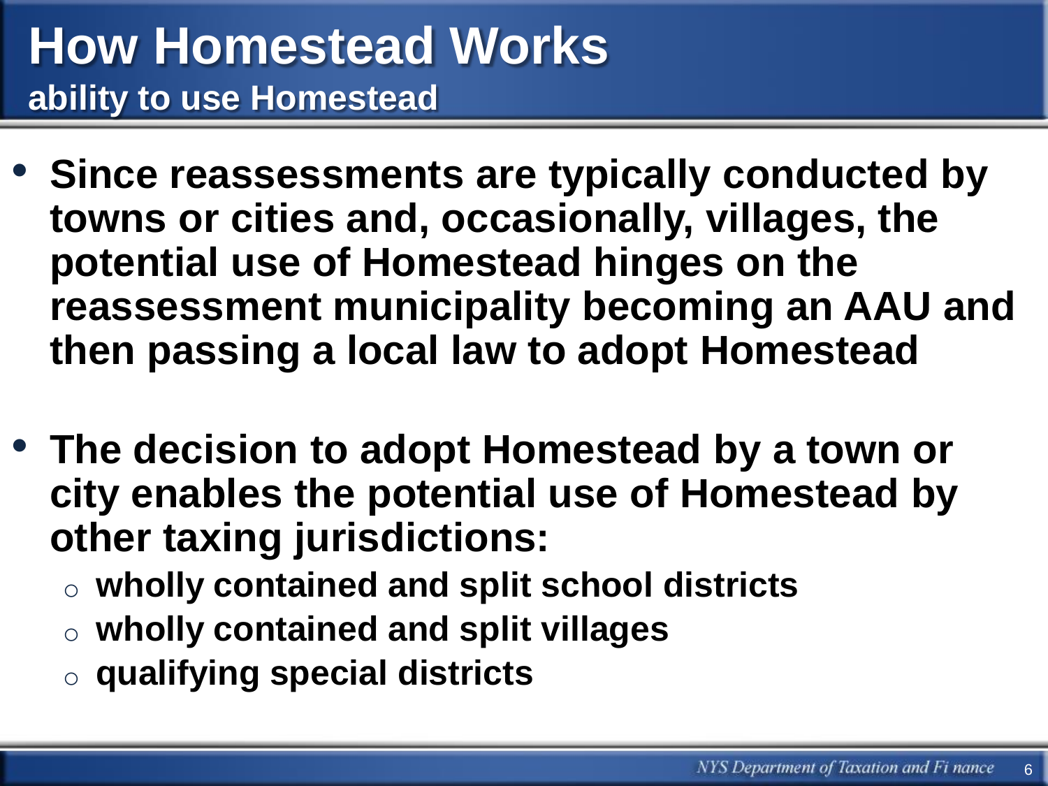# How Homestead Works

## ability to use Homestead

- **Since reassessments are typically conducted by towns or cities and, occasionally, villages, the potential use of Homestead hinges on the reassessment municipality becoming an AAU and then passing a local law to adopt Homestead**

- **The decision to adopt Homestead by a town or city enables the potential use of Homestead by other taxing jurisdictions:**
  - **wholly contained and split school districts**
  - **wholly contained and split villages**
  - **qualifying special districts**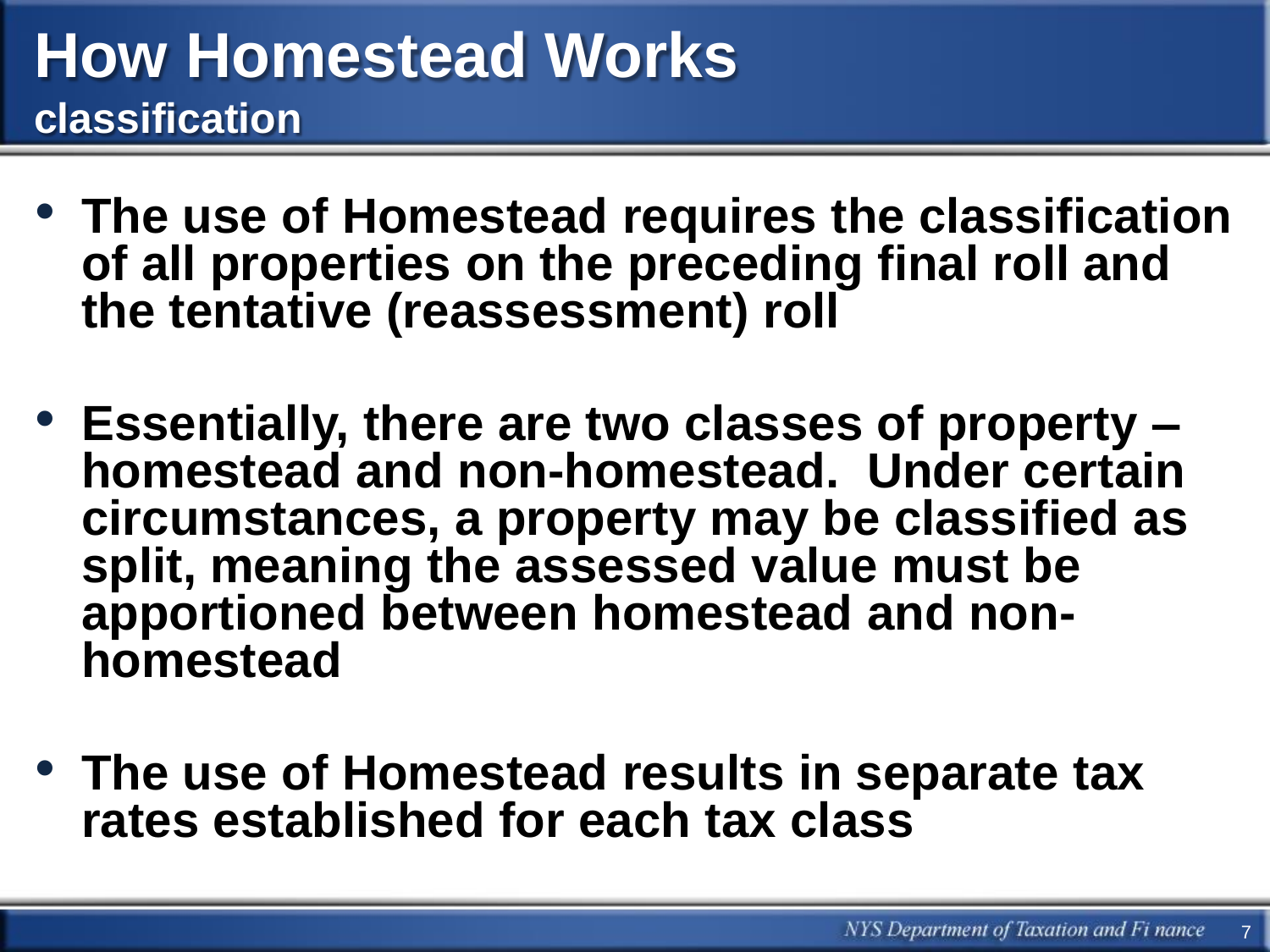# How Homestead Works

## classification

- The use of Homestead requires the classification of all properties on the preceding final roll and the tentative (reassessment) roll
- Essentially, there are two classes of property – homestead and non-homestead. Under certain circumstances, a property may be classified as split, meaning the assessed value must be apportioned between homestead and non-homestead
- The use of Homestead results in separate tax rates established for each tax class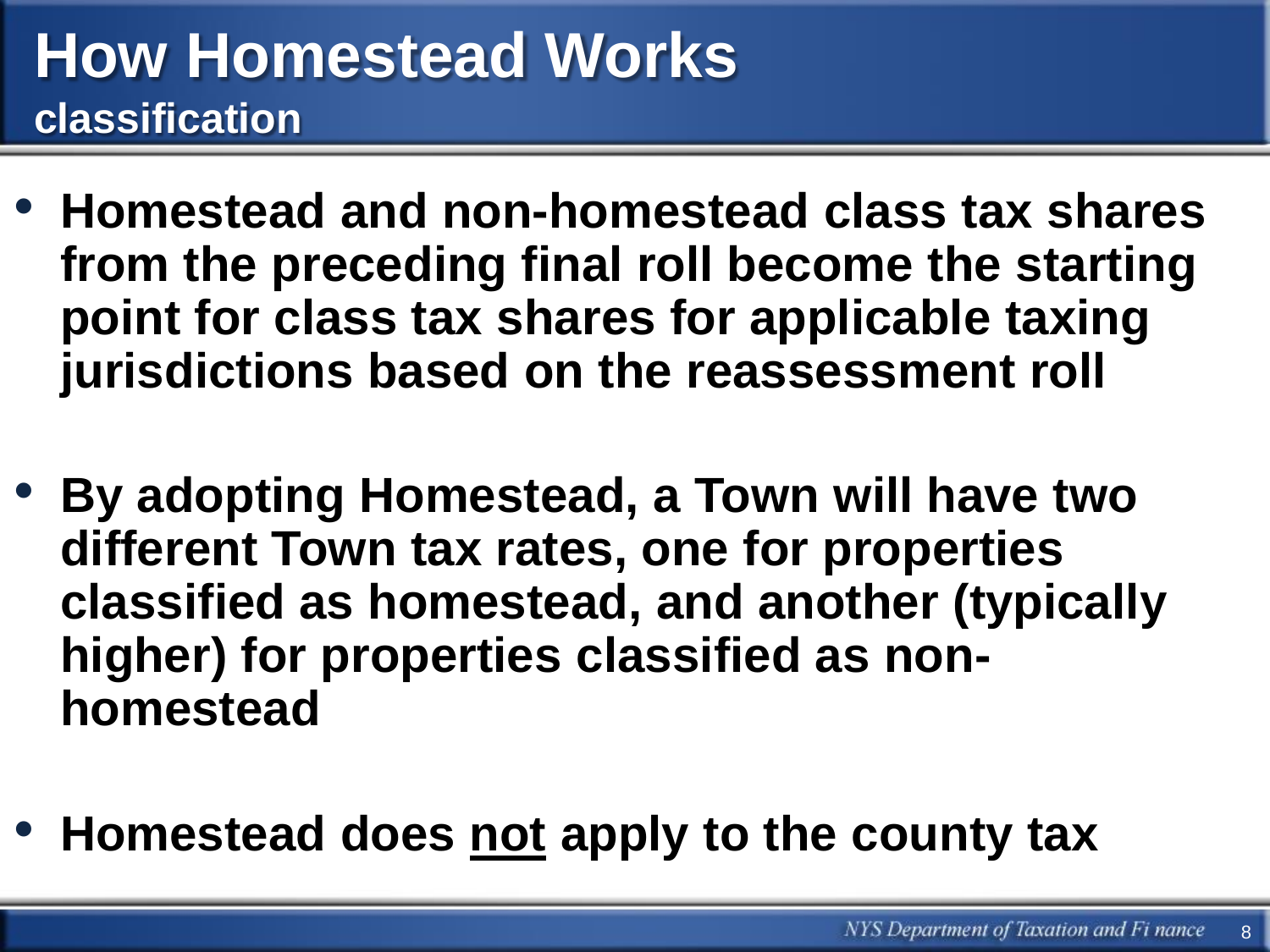# How Homestead Works

## classification

- **Homestead and non-homestead class tax shares from the preceding final roll become the starting point for class tax shares for applicable taxing jurisdictions based on the reassessment roll**

- **By adopting Homestead, a Town will have two different Town tax rates, one for properties classified as homestead, and another (typically higher) for properties classified as non-homestead**

- **Homestead does <u>not</u> apply to the county tax**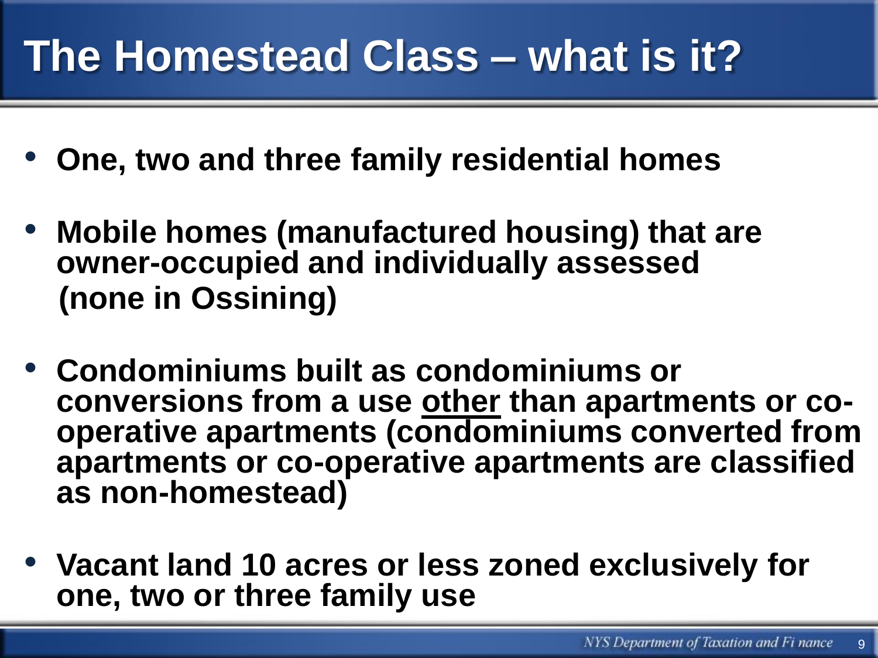# The Homestead Class – what is it?

- **One, two and three family residential homes**
- **Mobile homes (manufactured housing) that are owner-occupied and individually assessed (none in Ossining)**
- **Condominiums built as condominiums or conversions from a use <u>other</u> than apartments or co-operative apartments (condominiums converted from apartments or co-operative apartments are classified as non-homestead)**
- **Vacant land 10 acres or less zoned exclusively for one, two or three family use**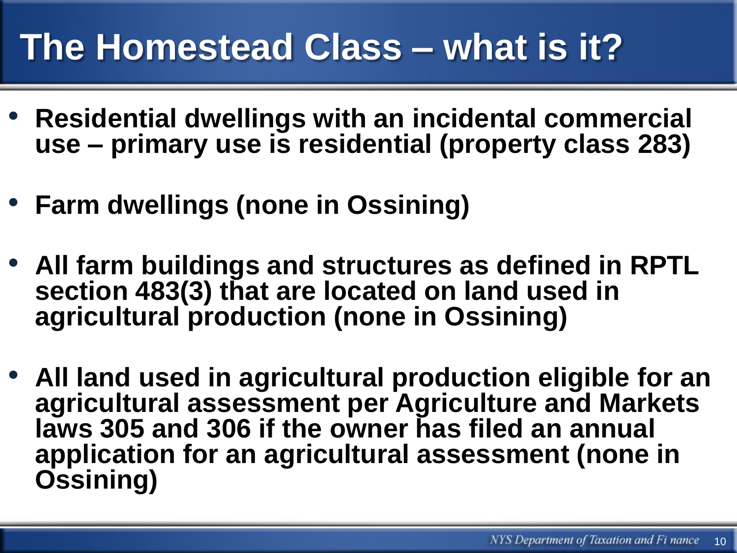# The Homestead Class – what is it?

- **Residential dwellings with an incidental commercial use – primary use is residential (property class 283)**
- **Farm dwellings (none in Ossining)**
- **All farm buildings and structures as defined in RPTL section 483(3) that are located on land used in agricultural production (none in Ossining)**
- **All land used in agricultural production eligible for an agricultural assessment per Agriculture and Markets laws 305 and 306 if the owner has filed an annual application for an agricultural assessment (none in Ossining)**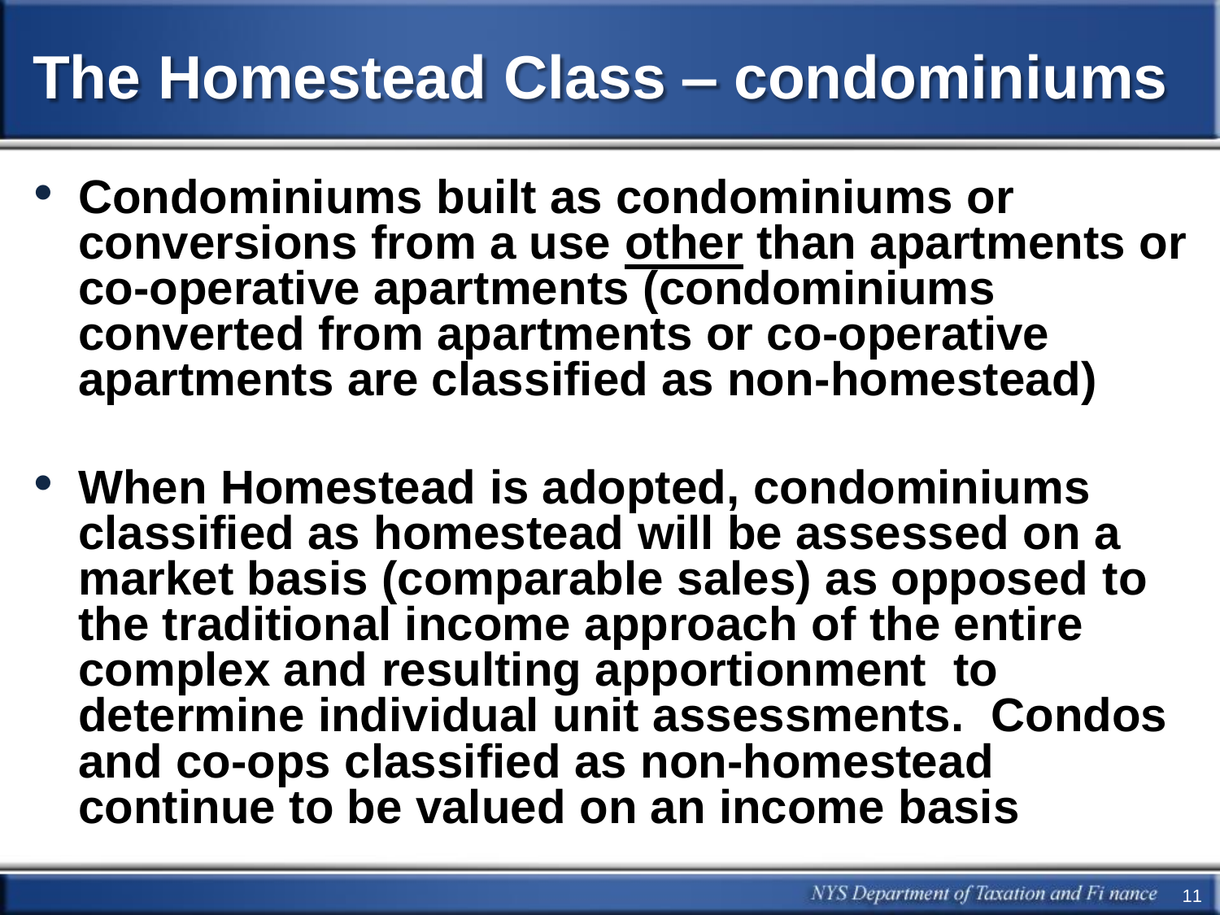# The Homestead Class – condominiums

- **Condominiums built as condominiums or conversions from a use <u>other</u> than apartments or co-operative apartments (condominiums converted from apartments or co-operative apartments are classified as non-homestead)**

- **When Homestead is adopted, condominiums classified as homestead will be assessed on a market basis (comparable sales) as opposed to the traditional income approach of the entire complex and resulting apportionment to determine individual unit assessments. Condos and co-ops classified as non-homestead continue to be valued on an income basis**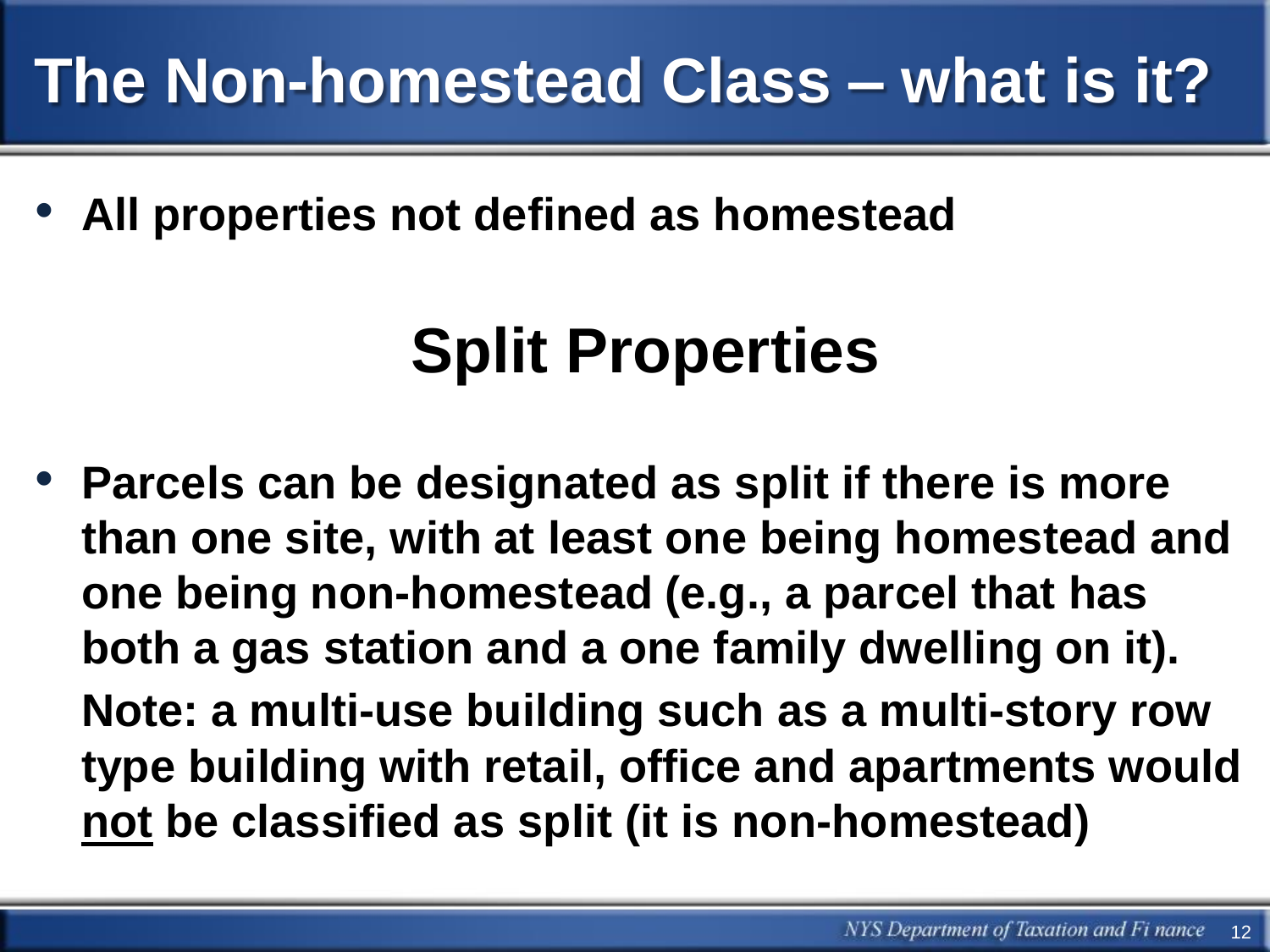# The Non-homestead Class – what is it?

- **All properties not defined as homestead**

## Split Properties

- **Parcels can be designated as split if there is more than one site, with at least one being homestead and one being non-homestead (e.g., a parcel that has both a gas station and a one family dwelling on it).**

  **Note: a multi-use building such as a multi-story row type building with retail, office and apartments would <u>not</u> be classified as split (it is non-homestead)**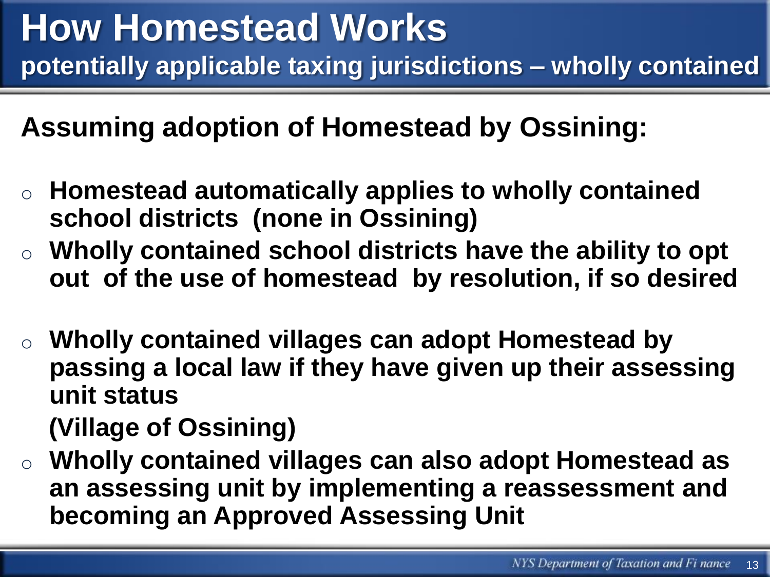# How Homestead Works

## potentially applicable taxing jurisdictions – wholly contained

**Assuming adoption of Homestead by Ossining:**

- **Homestead automatically applies to wholly contained school districts (none in Ossining)**
- **Wholly contained school districts have the ability to opt out of the use of homestead by resolution, if so desired**
- **Wholly contained villages can adopt Homestead by passing a local law if they have given up their assessing unit status**

  **(Village of Ossining)**
- **Wholly contained villages can also adopt Homestead as an assessing unit by implementing a reassessment and becoming an Approved Assessing Unit**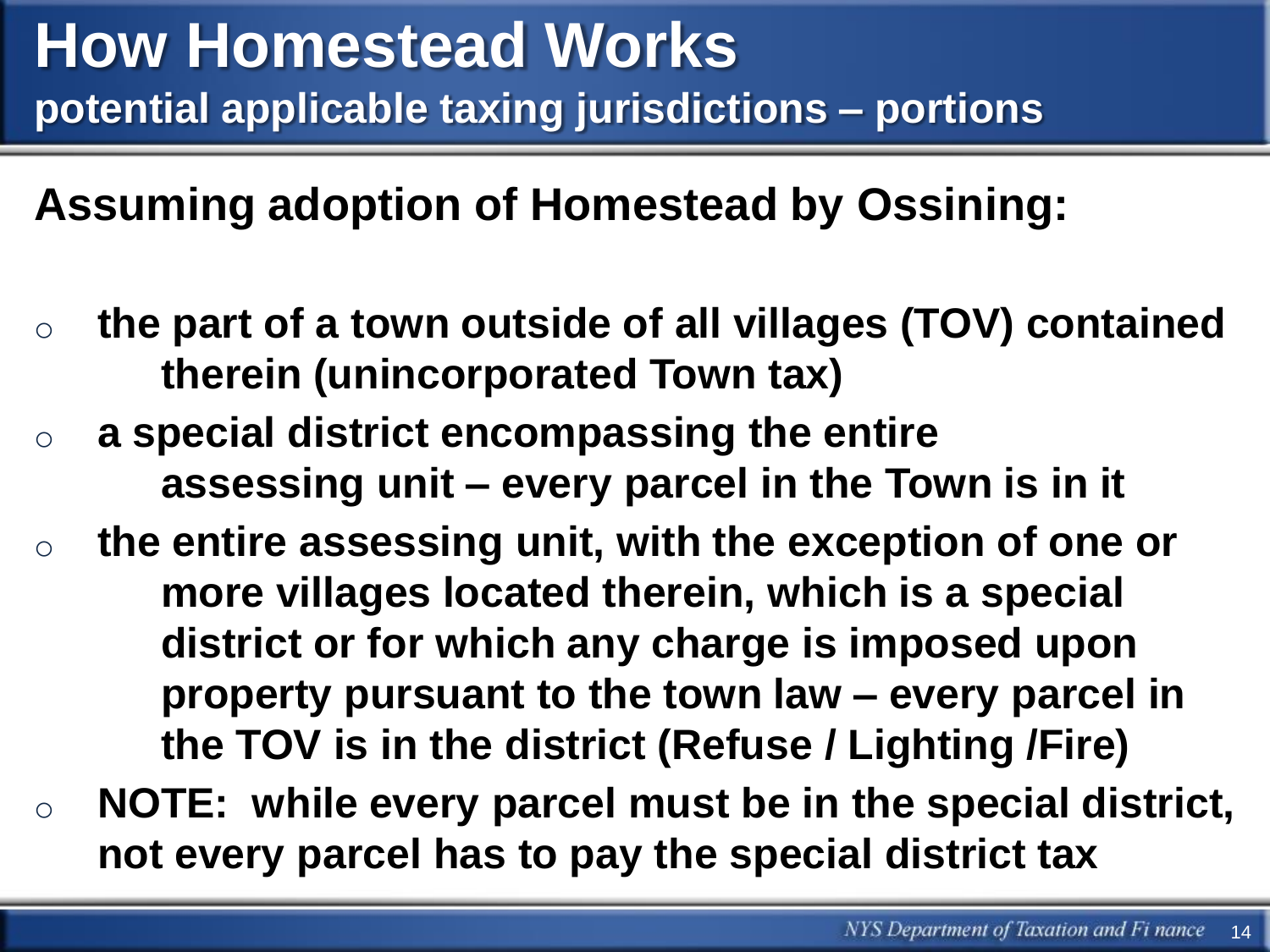# How Homestead Works

## potential applicable taxing jurisdictions – portions

**Assuming adoption of Homestead by Ossining:**

- **the part of a town outside of all villages (TOV) contained therein (unincorporated Town tax)**
- **a special district encompassing the entire assessing unit – every parcel in the Town is in it**
- **the entire assessing unit, with the exception of one or more villages located therein, which is a special district or for which any charge is imposed upon property pursuant to the town law – every parcel in the TOV is in the district (Refuse / Lighting /Fire)**
- **NOTE: while every parcel must be in the special district, not every parcel has to pay the special district tax**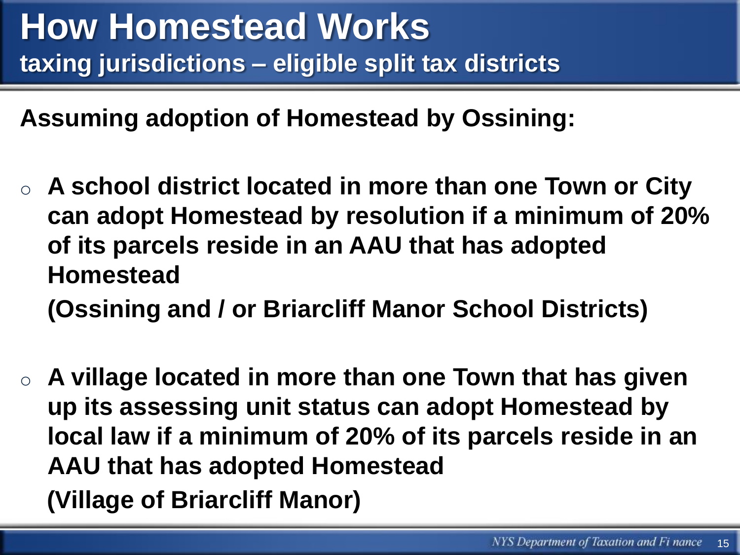# How Homestead Works

## taxing jurisdictions – eligible split tax districts

**Assuming adoption of Homestead by Ossining:**

- **A school district located in more than one Town or City can adopt Homestead by resolution if a minimum of 20% of its parcels reside in an AAU that has adopted Homestead**

  **(Ossining and / or Briarcliff Manor School Districts)**

- **A village located in more than one Town that has given up its assessing unit status can adopt Homestead by local law if a minimum of 20% of its parcels reside in an AAU that has adopted Homestead**

  **(Village of Briarcliff Manor)**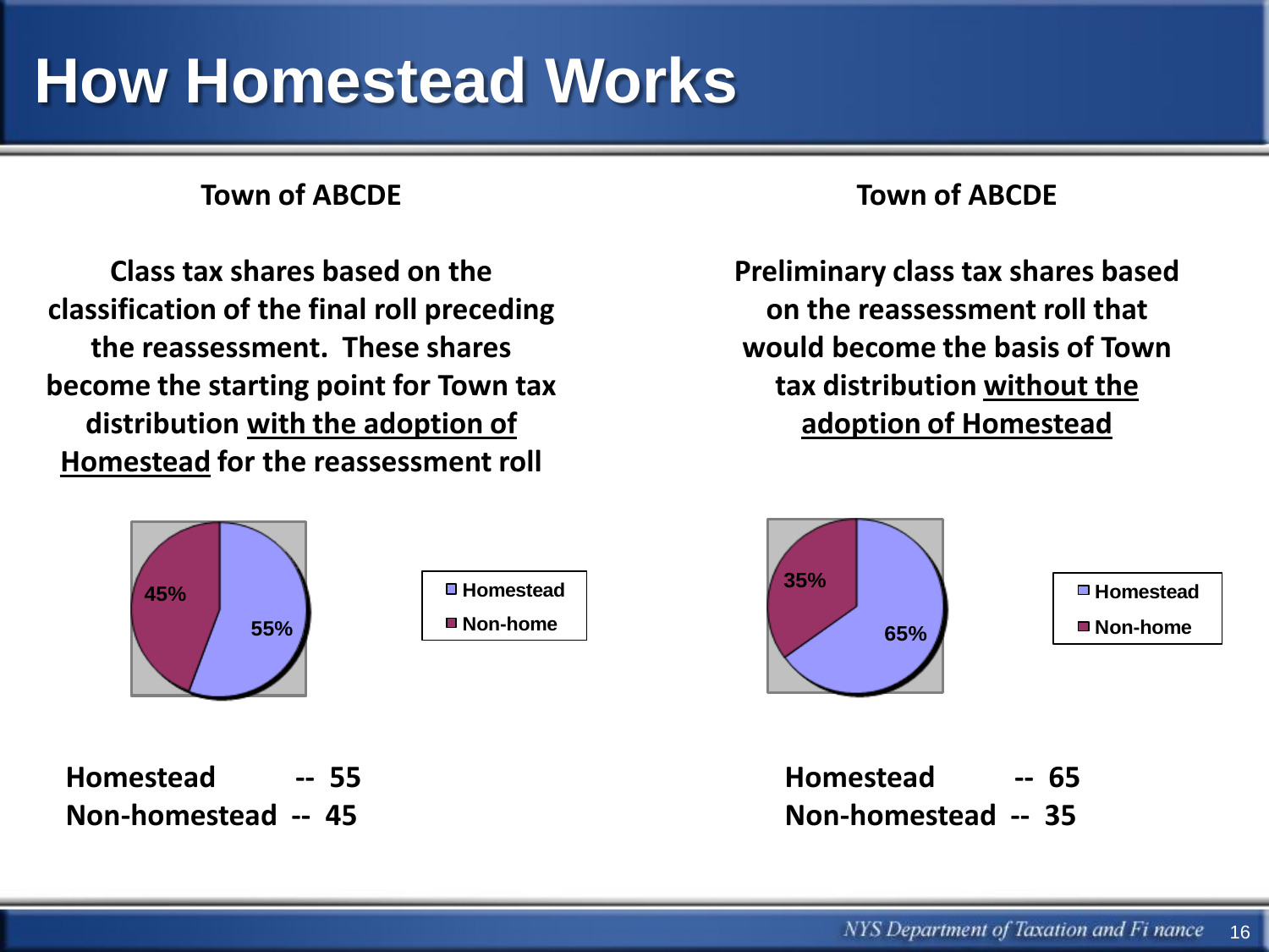# How Homestead Works

**Town of ABCDE**

**Class tax shares based on the classification of the final roll preceding the reassessment. These shares become the starting point for Town tax distribution with the adoption of Homestead for the reassessment roll**

- Homestead: 55%
- Non-home: 45%

**Homestead -- 55**
**Non-homestead -- 45**

**Town of ABCDE**

**Preliminary class tax shares based on the reassessment roll that would become the basis of Town tax distribution without the adoption of Homestead**

- Homestead: 65%
- Non-home: 35%

**Homestead -- 65**
**Non-homestead -- 35**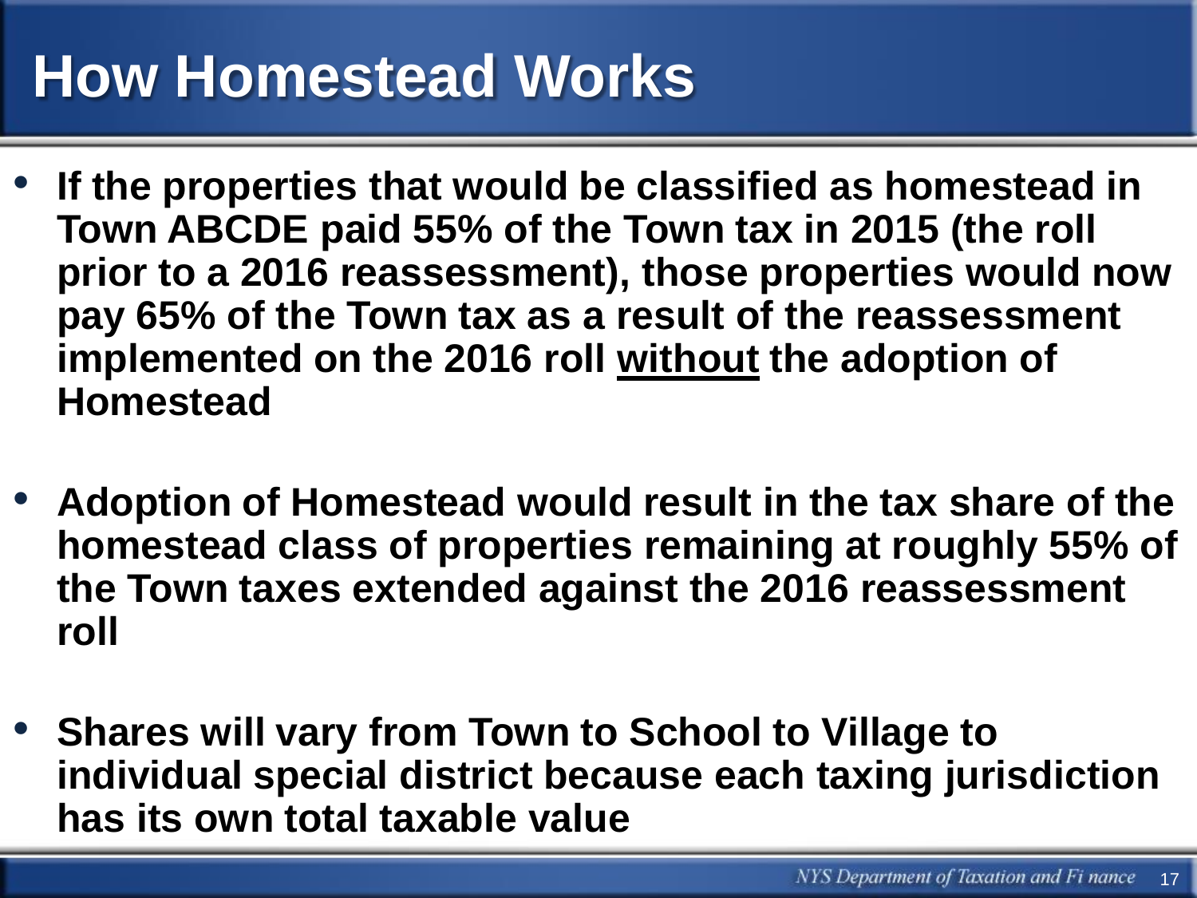# How Homestead Works

- **If the properties that would be classified as homestead in Town ABCDE paid 55% of the Town tax in 2015 (the roll prior to a 2016 reassessment), those properties would now pay 65% of the Town tax as a result of the reassessment implemented on the 2016 roll <u>without</u> the adoption of Homestead**

- **Adoption of Homestead would result in the tax share of the homestead class of properties remaining at roughly 55% of the Town taxes extended against the 2016 reassessment roll**

- **Shares will vary from Town to School to Village to individual special district because each taxing jurisdiction has its own total taxable value**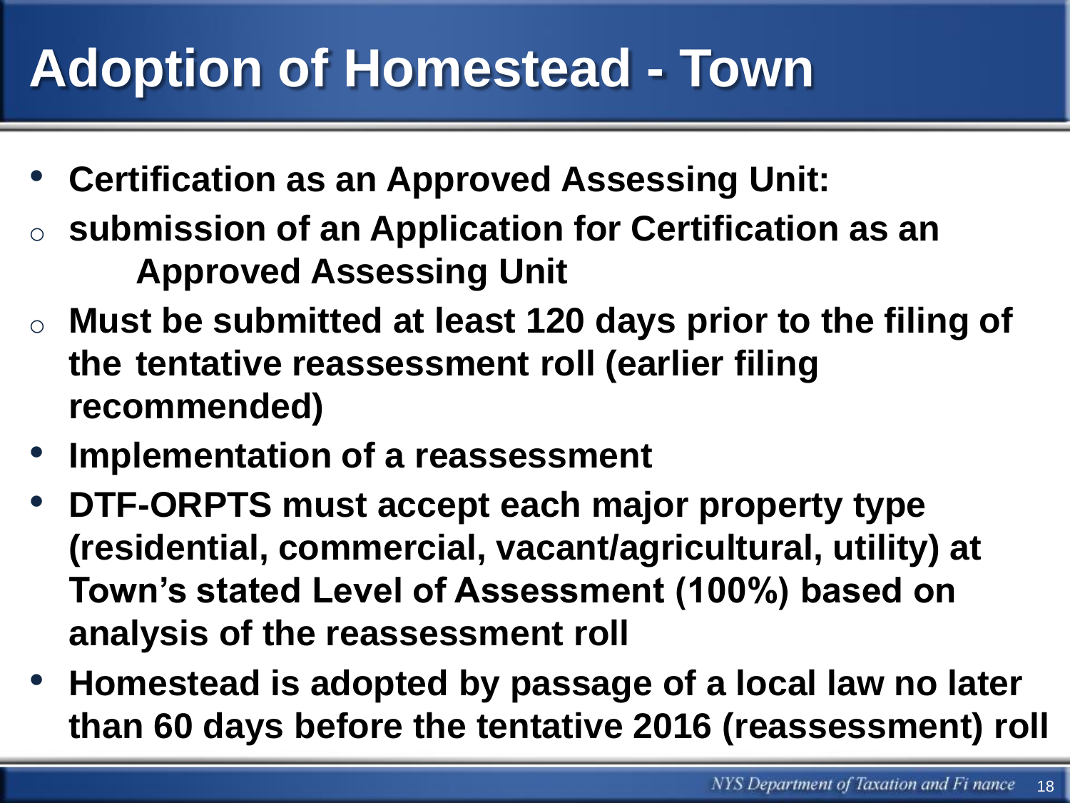# Adoption of Homestead - Town

- **Certification as an Approved Assessing Unit:**
  - **submission of an Application for Certification as an Approved Assessing Unit**
  - **Must be submitted at least 120 days prior to the filing of the tentative reassessment roll (earlier filing recommended)**
- **Implementation of a reassessment**
- **DTF-ORPTS must accept each major property type (residential, commercial, vacant/agricultural, utility) at Town's stated Level of Assessment (100%) based on analysis of the reassessment roll**
- **Homestead is adopted by passage of a local law no later than 60 days before the tentative 2016 (reassessment) roll**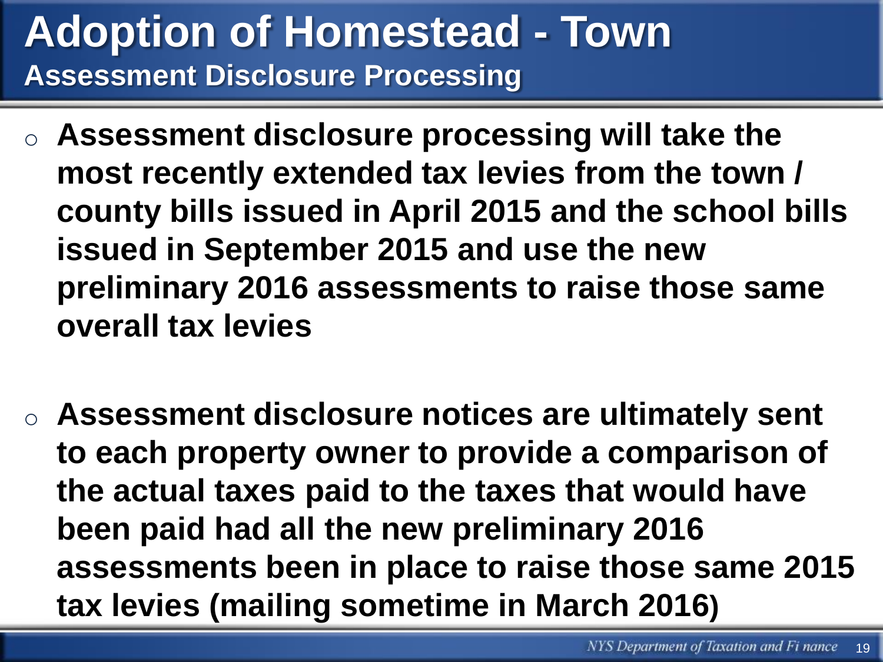# Adoption of Homestead - Town

## Assessment Disclosure Processing

- **Assessment disclosure processing will take the most recently extended tax levies from the town / county bills issued in April 2015 and the school bills issued in September 2015 and use the new preliminary 2016 assessments to raise those same overall tax levies**

- **Assessment disclosure notices are ultimately sent to each property owner to provide a comparison of the actual taxes paid to the taxes that would have been paid had all the new preliminary 2016 assessments been in place to raise those same 2015 tax levies (mailing sometime in March 2016)**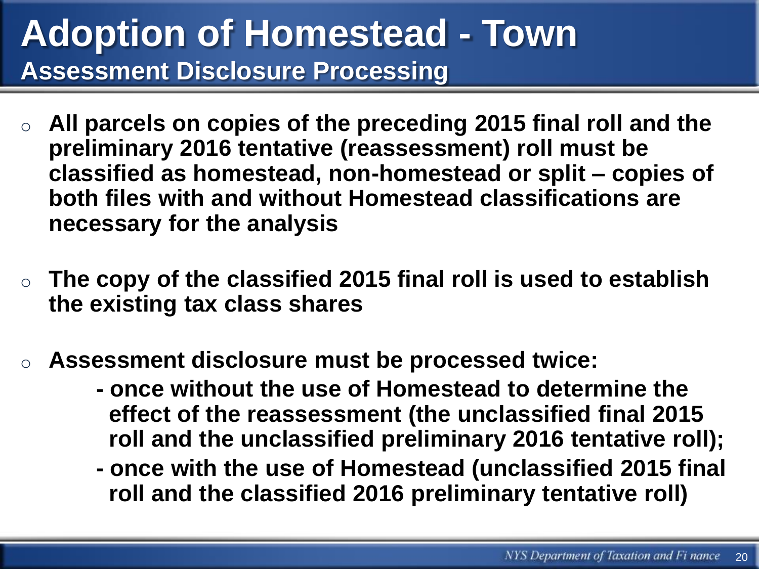# Adoption of Homestead - Town

## Assessment Disclosure Processing

- **All parcels on copies of the preceding 2015 final roll and the preliminary 2016 tentative (reassessment) roll must be classified as homestead, non-homestead or split – copies of both files with and without Homestead classifications are necessary for the analysis**

- **The copy of the classified 2015 final roll is used to establish the existing tax class shares**

- **Assessment disclosure must be processed twice:**
  - **once without the use of Homestead to determine the effect of the reassessment (the unclassified final 2015 roll and the unclassified preliminary 2016 tentative roll);**
  - **once with the use of Homestead (unclassified 2015 final roll and the classified 2016 preliminary tentative roll)**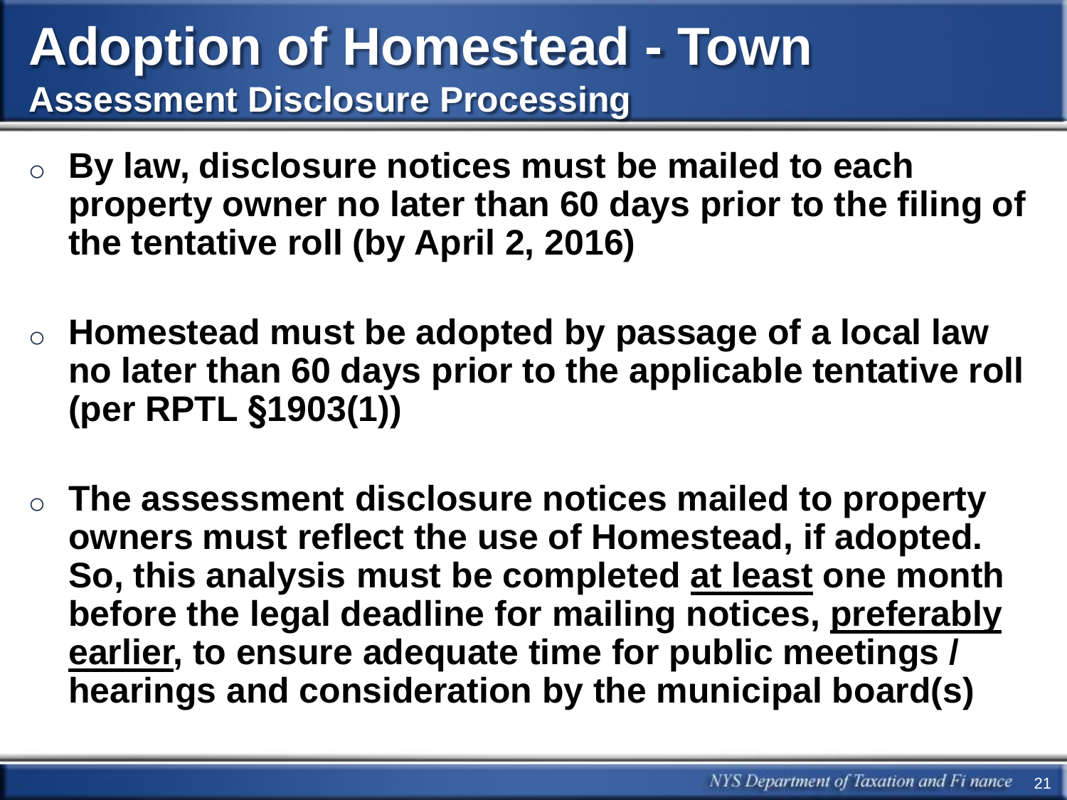# Adoption of Homestead - Town

## Assessment Disclosure Processing

- **By law, disclosure notices must be mailed to each property owner no later than 60 days prior to the filing of the tentative roll (by April 2, 2016)**

- **Homestead must be adopted by passage of a local law no later than 60 days prior to the applicable tentative roll (per RPTL §1903(1))**

- **The assessment disclosure notices mailed to property owners must reflect the use of Homestead, if adopted. So, this analysis must be completed <u>at least</u> one month before the legal deadline for mailing notices, <u>preferably earlier</u>, to ensure adequate time for public meetings / hearings and consideration by the municipal board(s)**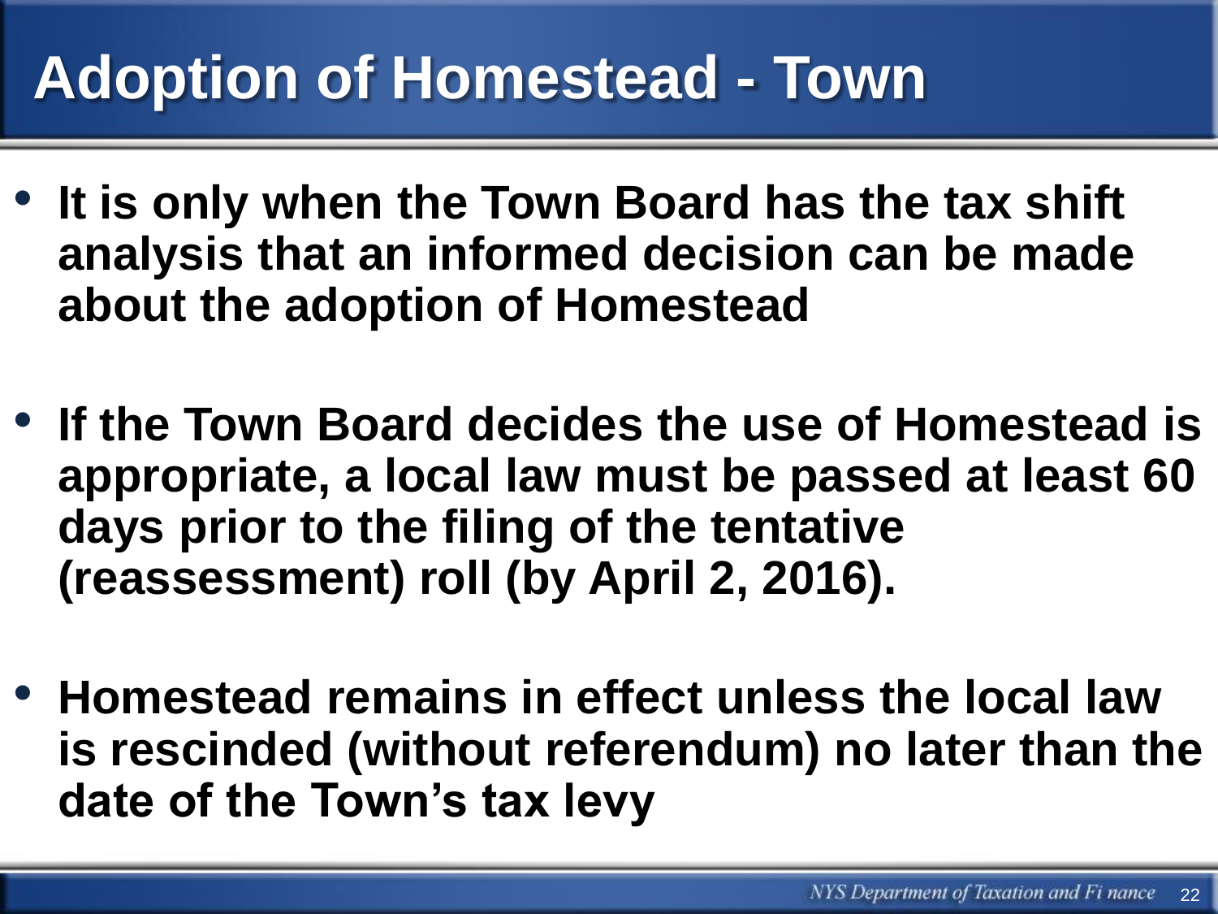# Adoption of Homestead - Town

- It is only when the Town Board has the tax shift analysis that an informed decision can be made about the adoption of Homestead

- If the Town Board decides the use of Homestead is appropriate, a local law must be passed at least 60 days prior to the filing of the tentative (reassessment) roll (by April 2, 2016).

- Homestead remains in effect unless the local law is rescinded (without referendum) no later than the date of the Town's tax levy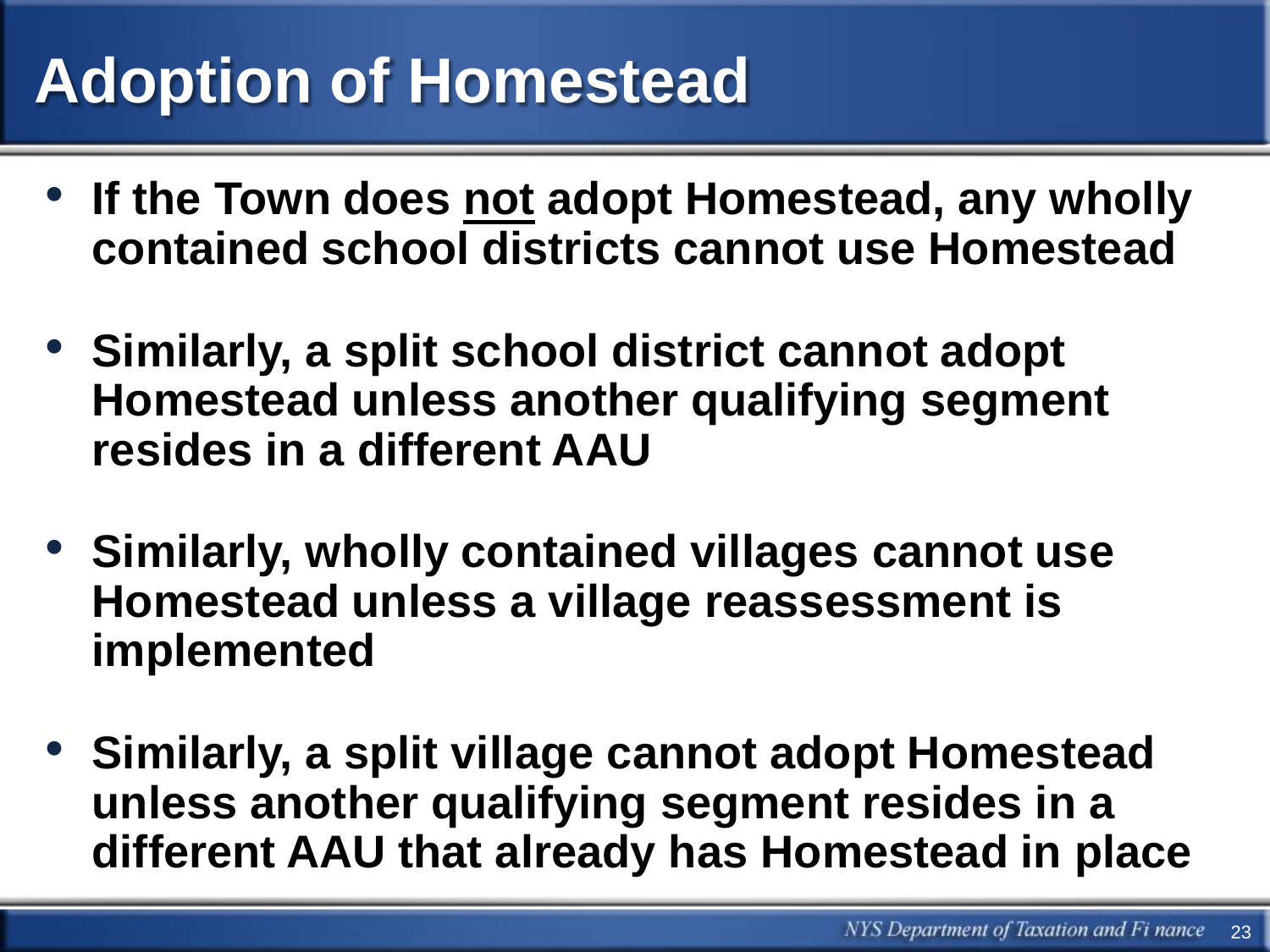# Adoption of Homestead

- **If the Town does <u>not</u> adopt Homestead, any wholly contained school districts cannot use Homestead**
- **Similarly, a split school district cannot adopt Homestead unless another qualifying segment resides in a different AAU**
- **Similarly, wholly contained villages cannot use Homestead unless a village reassessment is implemented**
- **Similarly, a split village cannot adopt Homestead unless another qualifying segment resides in a different AAU that already has Homestead in place**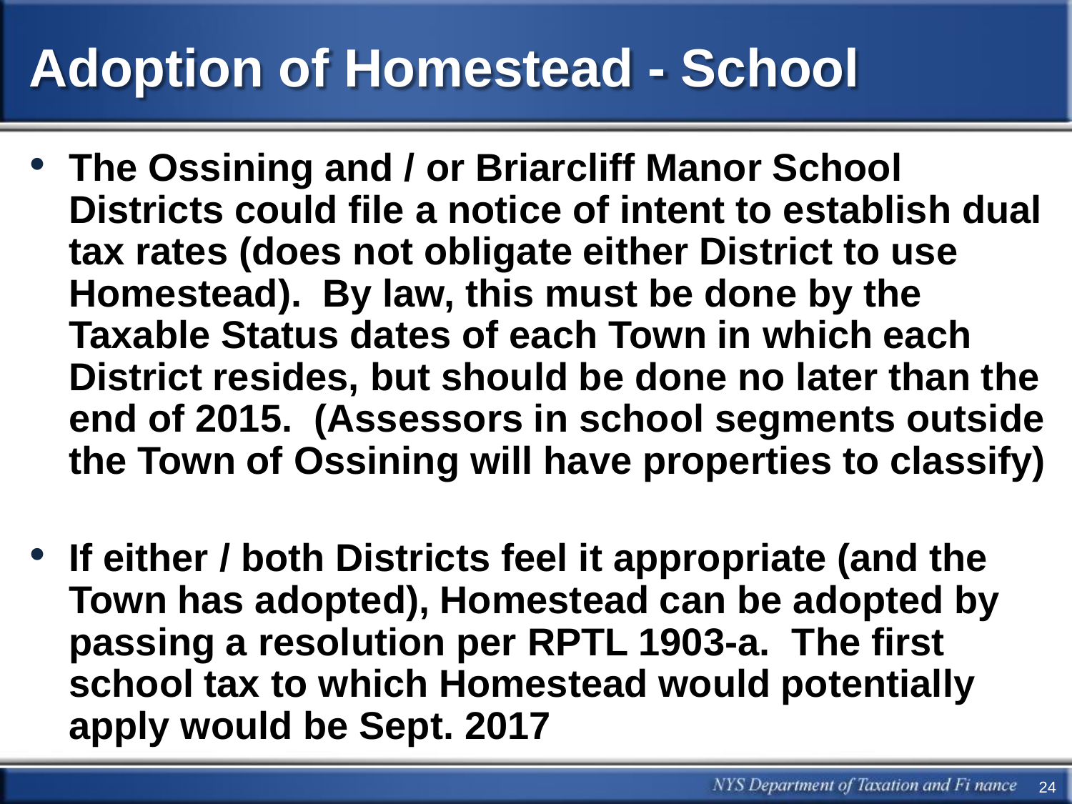# Adoption of Homestead - School

- **The Ossining and / or Briarcliff Manor School Districts could file a notice of intent to establish dual tax rates (does not obligate either District to use Homestead). By law, this must be done by the Taxable Status dates of each Town in which each District resides, but should be done no later than the end of 2015. (Assessors in school segments outside the Town of Ossining will have properties to classify)**

- **If either / both Districts feel it appropriate (and the Town has adopted), Homestead can be adopted by passing a resolution per RPTL 1903-a. The first school tax to which Homestead would potentially apply would be Sept. 2017**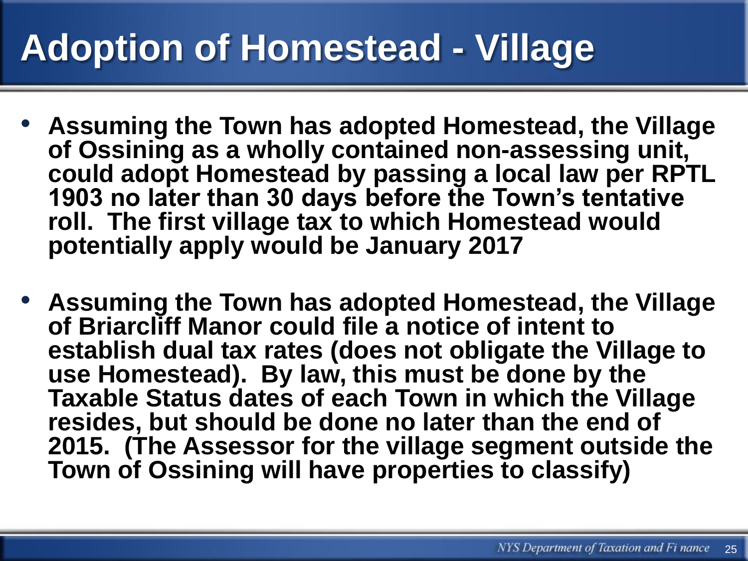# Adoption of Homestead - Village

- **Assuming the Town has adopted Homestead, the Village of Ossining as a wholly contained non-assessing unit, could adopt Homestead by passing a local law per RPTL 1903 no later than 30 days before the Town's tentative roll. The first village tax to which Homestead would potentially apply would be January 2017**

- **Assuming the Town has adopted Homestead, the Village of Briarcliff Manor could file a notice of intent to establish dual tax rates (does not obligate the Village to use Homestead). By law, this must be done by the Taxable Status dates of each Town in which the Village resides, but should be done no later than the end of 2015. (The Assessor for the village segment outside the Town of Ossining will have properties to classify)**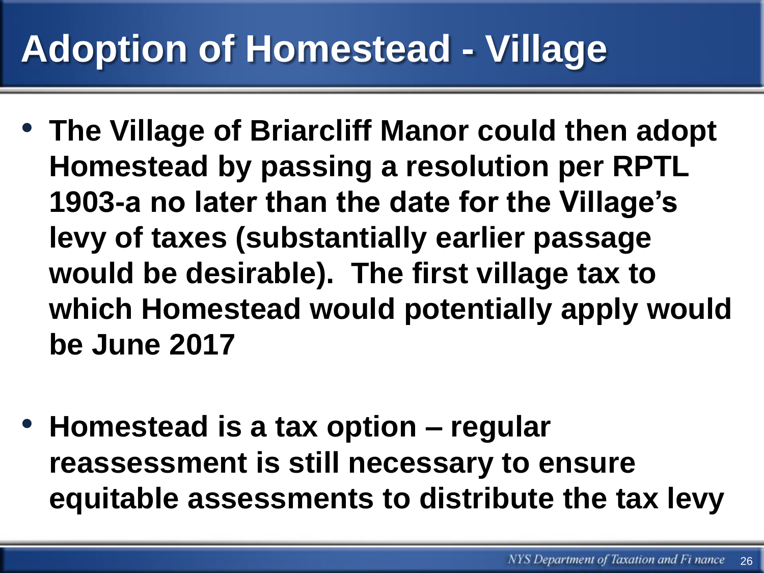# Adoption of Homestead - Village

- **The Village of Briarcliff Manor could then adopt Homestead by passing a resolution per RPTL 1903-a no later than the date for the Village's levy of taxes (substantially earlier passage would be desirable). The first village tax to which Homestead would potentially apply would be June 2017**

- **Homestead is a tax option – regular reassessment is still necessary to ensure equitable assessments to distribute the tax levy**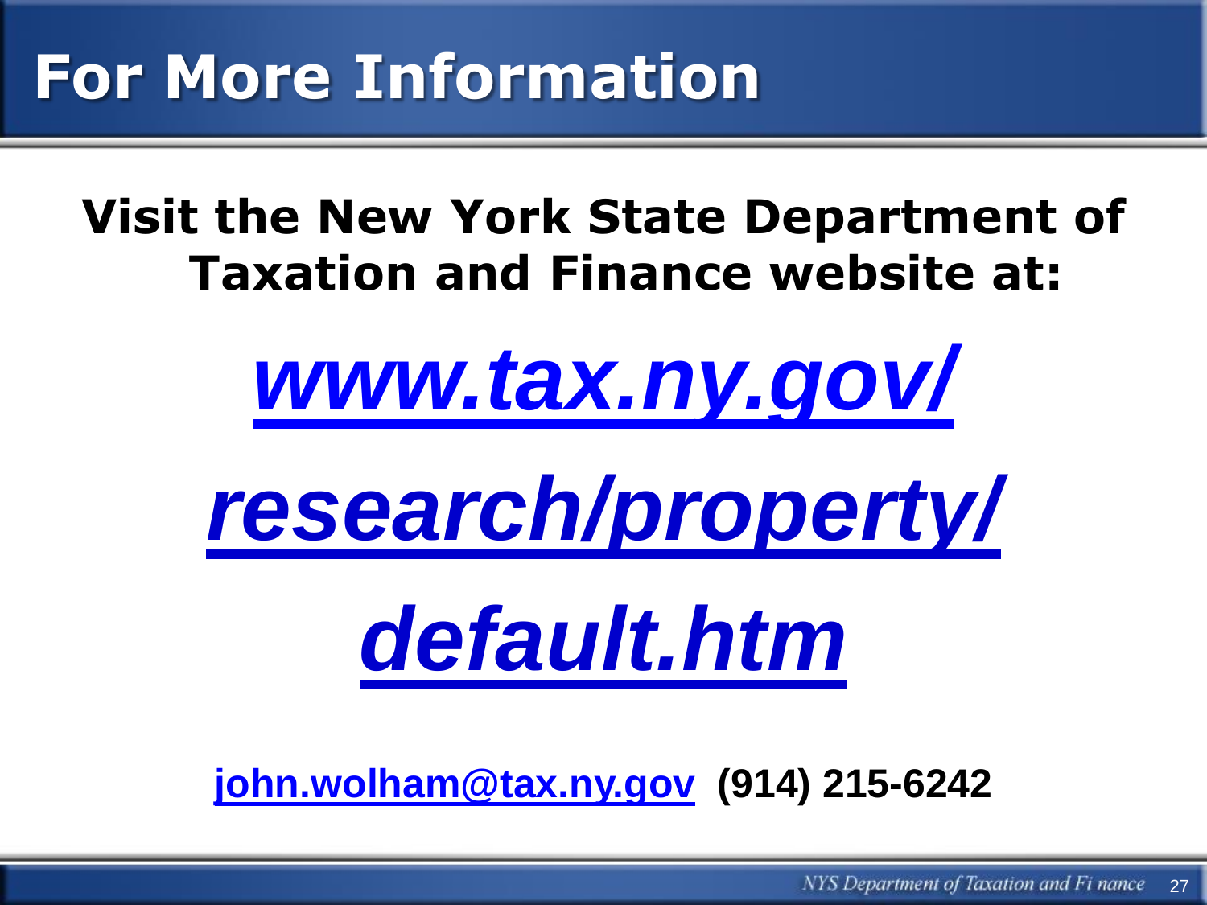# For More Information

**Visit the New York State Department of Taxation and Finance website at:**

[*www.tax.ny.gov/research/property/default.htm*](http://www.tax.ny.gov/research/property/default.htm)

**[john.wolham@tax.ny.gov](mailto:john.wolham@tax.ny.gov) (914) 215-6242**